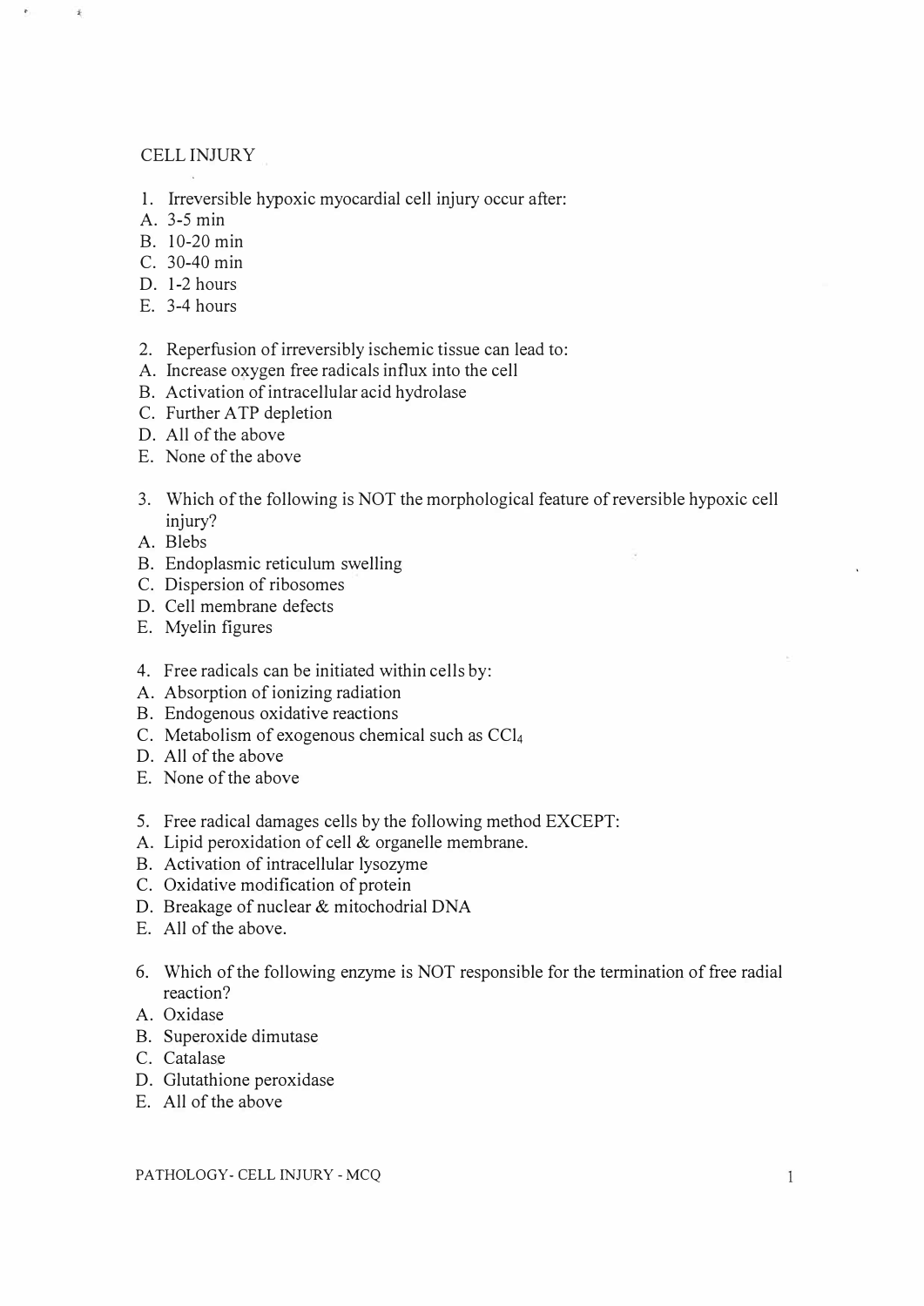CELL INJURY

1. Irreversible hypoxic myocardial cell injury occur after:
A. 3-5 min
B. 10-20 min
C. 30-40 min
D. 1-2 hours
E. 3-4 hours

2. Reperfusion of irreversibly ischemic tissue can lead to:
A. Increase oxygen free radicals influx into the cell
B. Activation of intracellular acid hydrolase
C. Further ATP depletion
D. All of the above
E. None of the above

3. Which of the following is NOT the morphological feature of reversible hypoxic cell injury?
A. Blebs
B. Endoplasmic reticulum swelling
C. Dispersion of ribosomes
D. Cell membrane defects
E. Myelin figures

4. Free radicals can be initiated within cells by:
A. Absorption of ionizing radiation
B. Endogenous oxidative reactions
C. Metabolism of exogenous chemical such as $CCl_4$
D. All of the above
E. None of the above

5. Free radical damages cells by the following method EXCEPT:
A. Lipid peroxidation of cell & organelle membrane.
B. Activation of intracellular lysozyme
C. Oxidative modification of protein
D. Breakage of nuclear & mitochodrial DNA
E. All of the above.

6. Which of the following enzyme is NOT responsible for the termination of free radial reaction?
A. Oxidase
B. Superoxide dimutase
C. Catalase
D. Glutathione peroxidase
E. All of the above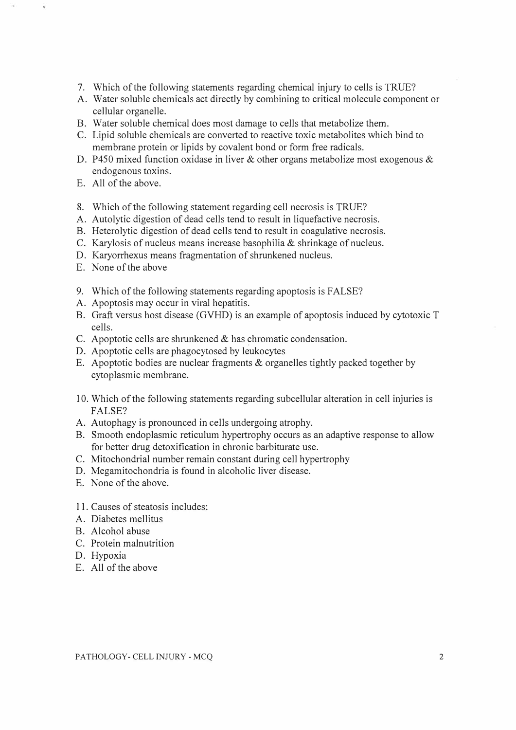7. Which of the following statements regarding chemical injury to cells is TRUE?
A. Water soluble chemicals act directly by combining to critical molecule component or cellular organelle.
B. Water soluble chemical does most damage to cells that metabolize them.
C. Lipid soluble chemicals are converted to reactive toxic metabolites which bind to membrane protein or lipids by covalent bond or form free radicals.
D. P450 mixed function oxidase in liver & other organs metabolize most exogenous & endogenous toxins.
E. All of the above.

8. Which of the following statement regarding cell necrosis is TRUE?
A. Autolytic digestion of dead cells tend to result in liquefactive necrosis.
B. Heterolytic digestion of dead cells tend to result in coagulative necrosis.
C. Karylosis of nucleus means increase basophilia & shrinkage of nucleus.
D. Karyorrhexus means fragmentation of shrunkened nucleus.
E. None of the above

9. Which of the following statements regarding apoptosis is FALSE?
A. Apoptosis may occur in viral hepatitis.
B. Graft versus host disease (GVHD) is an example of apoptosis induced by cytotoxic T cells.
C. Apoptotic cells are shrunkened & has chromatic condensation.
D. Apoptotic cells are phagocytosed by leukocytes
E. Apoptotic bodies are nuclear fragments & organelles tightly packed together by cytoplasmic membrane.

10. Which of the following statements regarding subcellular alteration in cell injuries is FALSE?
A. Autophagy is pronounced in cells undergoing atrophy.
B. Smooth endoplasmic reticulum hypertrophy occurs as an adaptive response to allow for better drug detoxification in chronic barbiturate use.
C. Mitochondrial number remain constant during cell hypertrophy
D. Megamitochondria is found in alcoholic liver disease.
E. None of the above.

11. Causes of steatosis includes:
A. Diabetes mellitus
B. Alcohol abuse
C. Protein malnutrition
D. Hypoxia
E. All of the above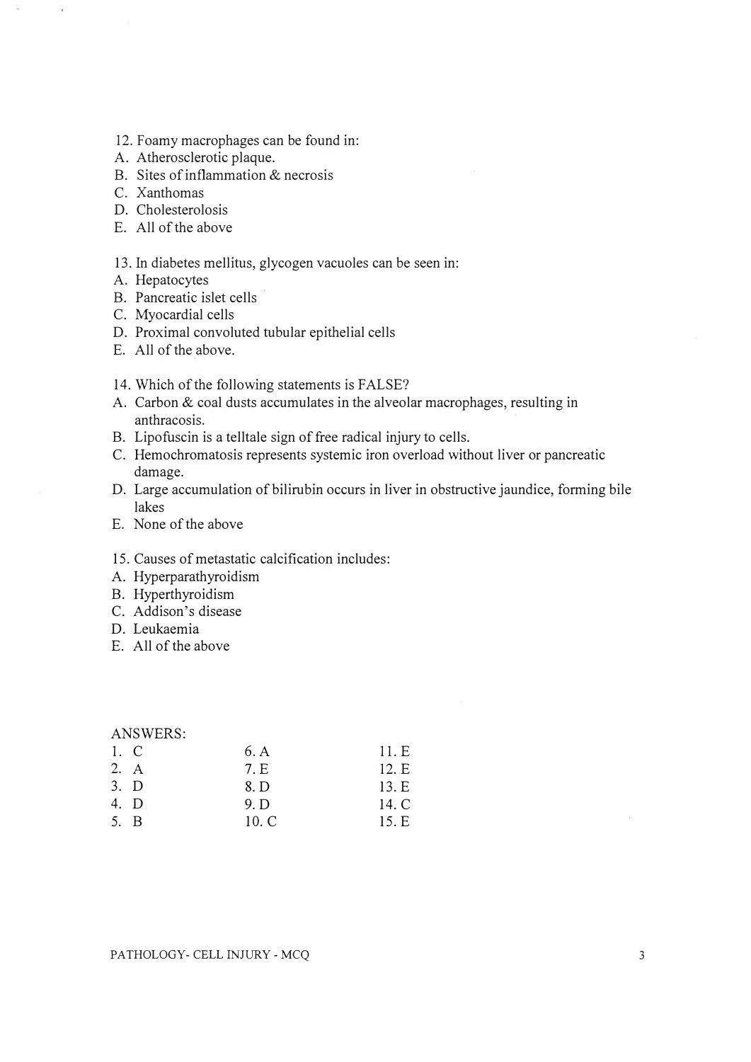12. Foamy macrophages can be found in:

A. Atherosclerotic plaque.
B. Sites of inflammation & necrosis
C. Xanthomas
D. Cholesterolosis
E. All of the above

13. In diabetes mellitus, glycogen vacuoles can be seen in:

A. Hepatocytes
B. Pancreatic islet cells
C. Myocardial cells
D. Proximal convoluted tubular epithelial cells
E. All of the above.

14. Which of the following statements is FALSE?

A. Carbon & coal dusts accumulates in the alveolar macrophages, resulting in anthracosis.
B. Lipofuscin is a telltale sign of free radical injury to cells.
C. Hemochromatosis represents systemic iron overload without liver or pancreatic damage.
D. Large accumulation of bilirubin occurs in liver in obstructive jaundice, forming bile lakes
E. None of the above

15. Causes of metastatic calcification includes:

A. Hyperparathyroidism
B. Hyperthyroidism
C. Addison's disease
D. Leukaemia
E. All of the above

ANSWERS:

| | | |
|---|---|---|
| 1. C | 6. A | 11. E |
| 2. A | 7. E | 12. E |
| 3. D | 8. D | 13. E |
| 4. D | 9. D | 14. C |
| 5. B | 10. C | 15. E |